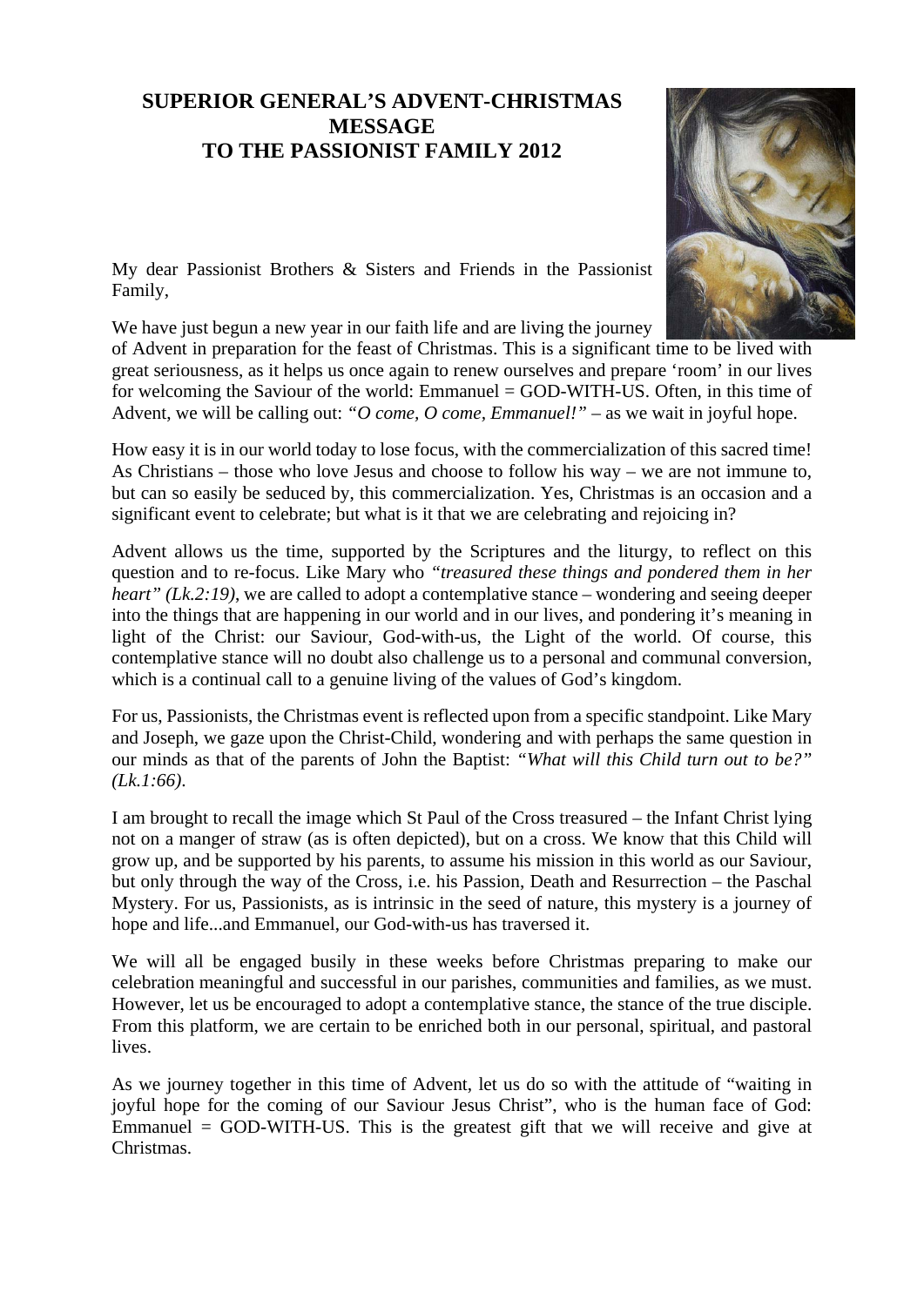# SUPERIOR GENERAL'S ADVENT-CHRISTMAS MESSAGE TO THE PASSIONIST FAMILY 2012

My dear Passionist Brothers & Sisters and Friends in the Passionist Family,

We have just begun a new year in our faith life and are living the journey of Advent in preparation for the feast of Christmas. This is a significant time to be lived with great seriousness, as it helps us once again to renew ourselves and prepare 'room' in our lives for welcoming the Saviour of the world: Emmanuel = GOD-WITH-US. Often, in this time of Advent, we will be calling out: *"O come, O come, Emmanuel!"* – as we wait in joyful hope.

How easy it is in our world today to lose focus, with the commercialization of this sacred time! As Christians – those who love Jesus and choose to follow his way – we are not immune to, but can so easily be seduced by, this commercialization. Yes, Christmas is an occasion and a significant event to celebrate; but what is it that we are celebrating and rejoicing in?

Advent allows us the time, supported by the Scriptures and the liturgy, to reflect on this question and to re-focus. Like Mary who *"treasured these things and pondered them in her heart" (Lk.2:19)*, we are called to adopt a contemplative stance – wondering and seeing deeper into the things that are happening in our world and in our lives, and pondering it's meaning in light of the Christ: our Saviour, God-with-us, the Light of the world. Of course, this contemplative stance will no doubt also challenge us to a personal and communal conversion, which is a continual call to a genuine living of the values of God's kingdom.

For us, Passionists, the Christmas event is reflected upon from a specific standpoint. Like Mary and Joseph, we gaze upon the Christ-Child, wondering and with perhaps the same question in our minds as that of the parents of John the Baptist: *"What will this Child turn out to be?" (Lk.1:66)*.

I am brought to recall the image which St Paul of the Cross treasured – the Infant Christ lying not on a manger of straw (as is often depicted), but on a cross. We know that this Child will grow up, and be supported by his parents, to assume his mission in this world as our Saviour, but only through the way of the Cross, i.e. his Passion, Death and Resurrection – the Paschal Mystery. For us, Passionists, as is intrinsic in the seed of nature, this mystery is a journey of hope and life...and Emmanuel, our God-with-us has traversed it.

We will all be engaged busily in these weeks before Christmas preparing to make our celebration meaningful and successful in our parishes, communities and families, as we must. However, let us be encouraged to adopt a contemplative stance, the stance of the true disciple. From this platform, we are certain to be enriched both in our personal, spiritual, and pastoral lives.

As we journey together in this time of Advent, let us do so with the attitude of "waiting in joyful hope for the coming of our Saviour Jesus Christ", who is the human face of God: Emmanuel = GOD-WITH-US. This is the greatest gift that we will receive and give at Christmas.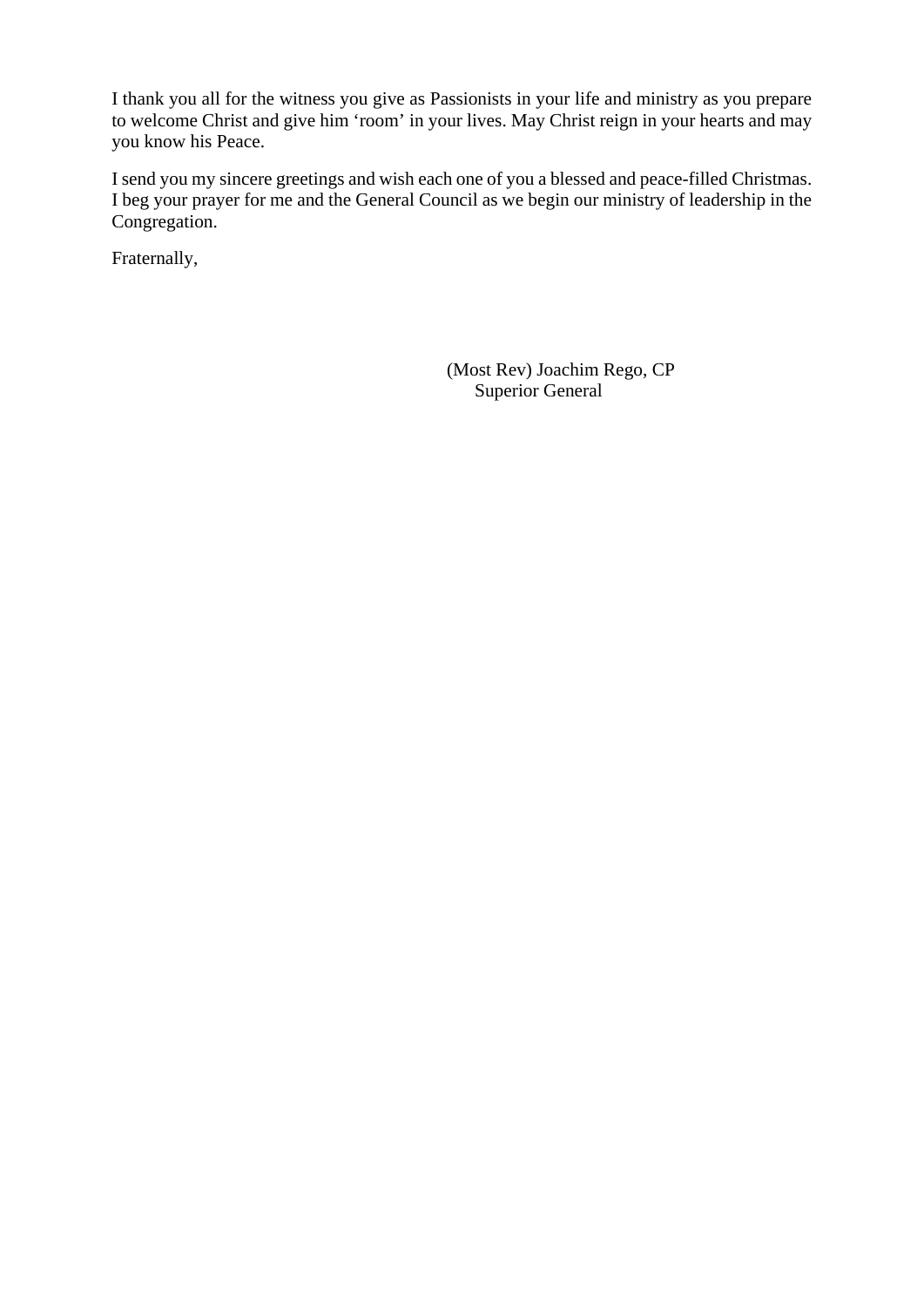I thank you all for the witness you give as Passionists in your life and ministry as you prepare to welcome Christ and give him ‘room’ in your lives. May Christ reign in your hearts and may you know his Peace.

I send you my sincere greetings and wish each one of you a blessed and peace-filled Christmas. I beg your prayer for me and the General Council as we begin our ministry of leadership in the Congregation.

Fraternally,

(Most Rev) Joachim Rego, CP
Superior General